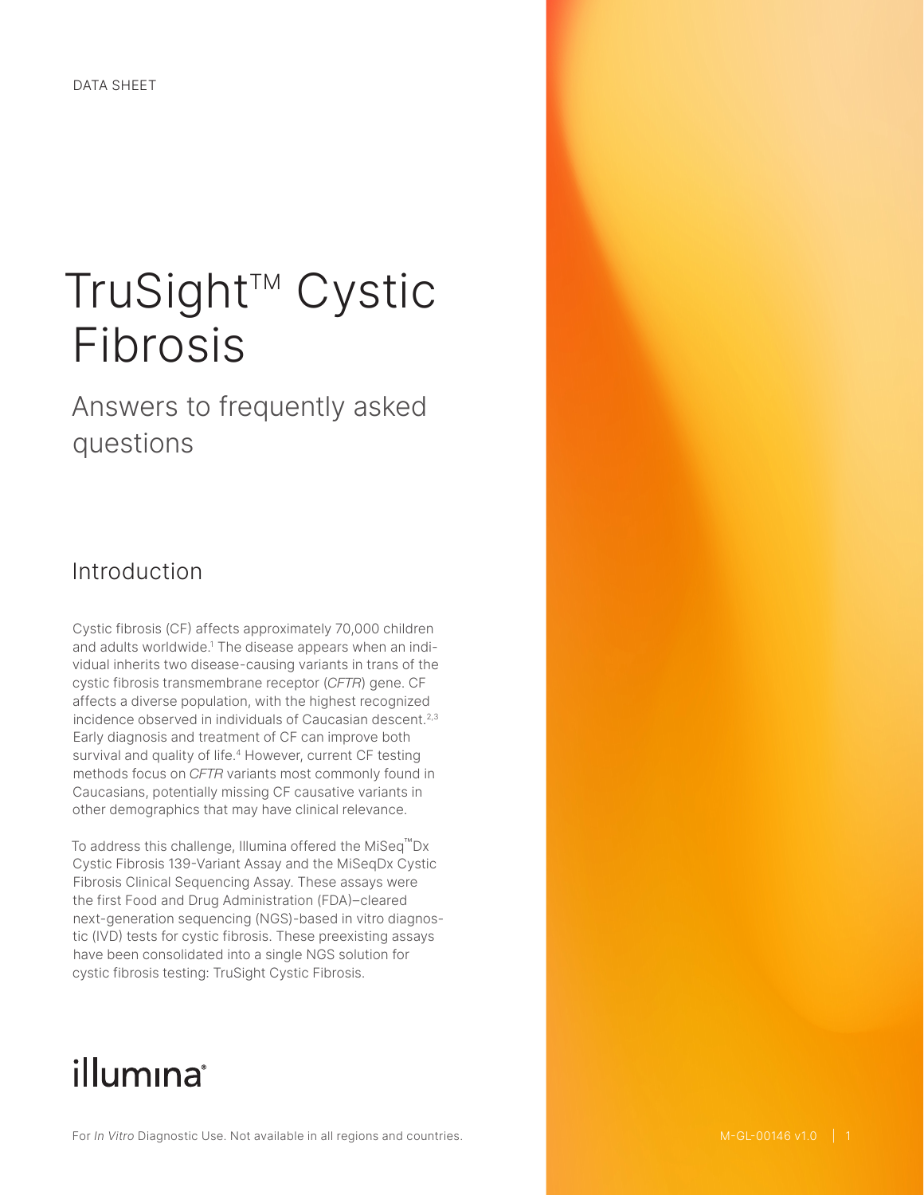DATA SHEET

# TruSight™ Cystic Fibrosis

## Answers to frequently asked questions

## Introduction

Cystic fibrosis (CF) affects approximately 70,000 children and adults worldwide.[1] The disease appears when an individual inherits two disease-causing variants in trans of the cystic fibrosis transmembrane receptor (*CFTR*) gene. CF affects a diverse population, with the highest recognized incidence observed in individuals of Caucasian descent.[2,3] Early diagnosis and treatment of CF can improve both survival and quality of life.[4] However, current CF testing methods focus on *CFTR* variants most commonly found in Caucasians, potentially missing CF causative variants in other demographics that may have clinical relevance.

To address this challenge, Illumina offered the MiSeq™Dx Cystic Fibrosis 139-Variant Assay and the MiSeqDx Cystic Fibrosis Clinical Sequencing Assay. These assays were the first Food and Drug Administration (FDA)–cleared next-generation sequencing (NGS)-based in vitro diagnostic (IVD) tests for cystic fibrosis. These preexisting assays have been consolidated into a single NGS solution for cystic fibrosis testing: TruSight Cystic Fibrosis.

illumina®

For *In Vitro* Diagnostic Use. Not available in all regions and countries.

M-GL-00146 v1.0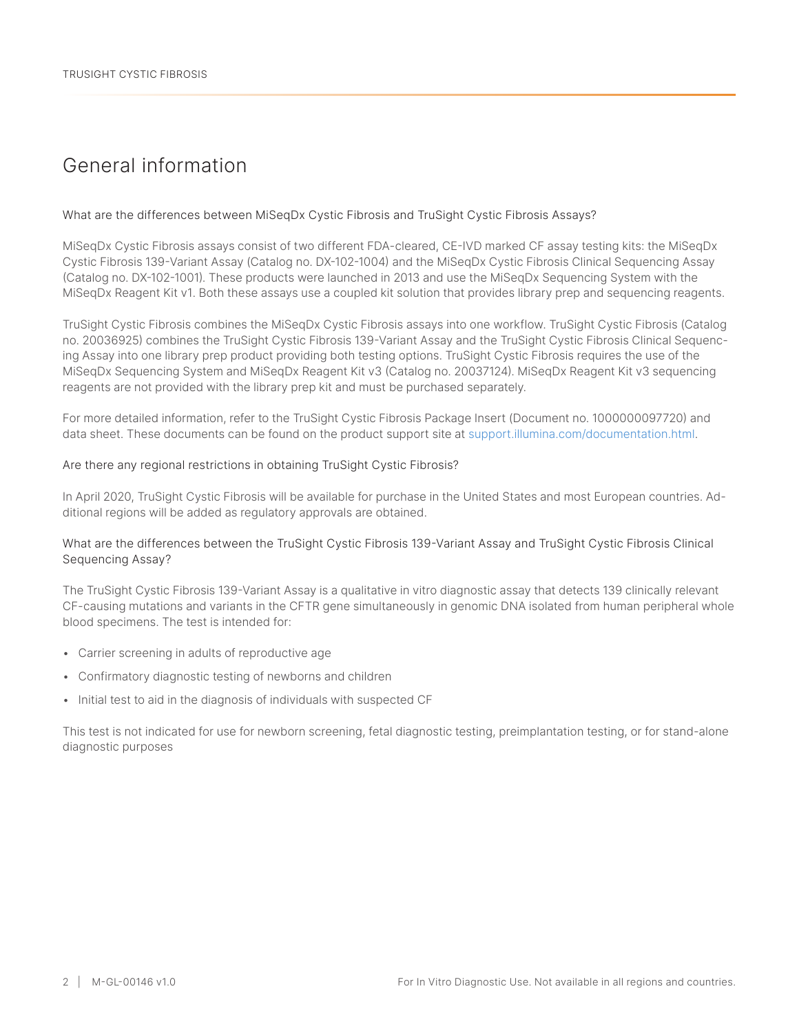## General information

### What are the differences between MiSeqDx Cystic Fibrosis and TruSight Cystic Fibrosis Assays?

MiSeqDx Cystic Fibrosis assays consist of two different FDA-cleared, CE-IVD marked CF assay testing kits: the MiSeqDx Cystic Fibrosis 139-Variant Assay (Catalog no. DX-102-1004) and the MiSeqDx Cystic Fibrosis Clinical Sequencing Assay (Catalog no. DX-102-1001). These products were launched in 2013 and use the MiSeqDx Sequencing System with the MiSeqDx Reagent Kit v1. Both these assays use a coupled kit solution that provides library prep and sequencing reagents.

TruSight Cystic Fibrosis combines the MiSeqDx Cystic Fibrosis assays into one workflow. TruSight Cystic Fibrosis (Catalog no. 20036925) combines the TruSight Cystic Fibrosis 139-Variant Assay and the TruSight Cystic Fibrosis Clinical Sequencing Assay into one library prep product providing both testing options. TruSight Cystic Fibrosis requires the use of the MiSeqDx Sequencing System and MiSeqDx Reagent Kit v3 (Catalog no. 20037124). MiSeqDx Reagent Kit v3 sequencing reagents are not provided with the library prep kit and must be purchased separately.

For more detailed information, refer to the TruSight Cystic Fibrosis Package Insert (Document no. 1000000097720) and data sheet. These documents can be found on the product support site at support.illumina.com/documentation.html.

### Are there any regional restrictions in obtaining TruSight Cystic Fibrosis?

In April 2020, TruSight Cystic Fibrosis will be available for purchase in the United States and most European countries. Additional regions will be added as regulatory approvals are obtained.

### What are the differences between the TruSight Cystic Fibrosis 139-Variant Assay and TruSight Cystic Fibrosis Clinical Sequencing Assay?

The TruSight Cystic Fibrosis 139-Variant Assay is a qualitative in vitro diagnostic assay that detects 139 clinically relevant CF-causing mutations and variants in the CFTR gene simultaneously in genomic DNA isolated from human peripheral whole blood specimens. The test is intended for:

- Carrier screening in adults of reproductive age
- Confirmatory diagnostic testing of newborns and children
- Initial test to aid in the diagnosis of individuals with suspected CF

This test is not indicated for use for newborn screening, fetal diagnostic testing, preimplantation testing, or for stand-alone diagnostic purposes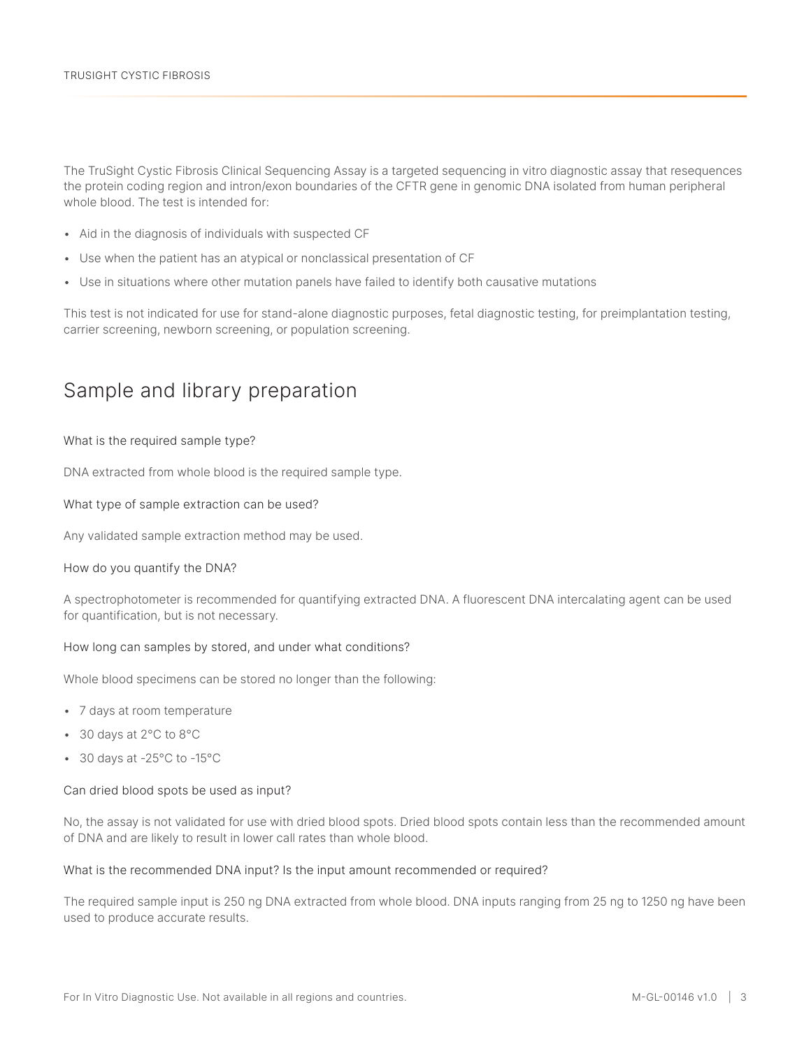The TruSight Cystic Fibrosis Clinical Sequencing Assay is a targeted sequencing in vitro diagnostic assay that resequences the protein coding region and intron/exon boundaries of the CFTR gene in genomic DNA isolated from human peripheral whole blood. The test is intended for:

- Aid in the diagnosis of individuals with suspected CF
- Use when the patient has an atypical or nonclassical presentation of CF
- Use in situations where other mutation panels have failed to identify both causative mutations

This test is not indicated for use for stand-alone diagnostic purposes, fetal diagnostic testing, for preimplantation testing, carrier screening, newborn screening, or population screening.

## Sample and library preparation

#### What is the required sample type?

DNA extracted from whole blood is the required sample type.

#### What type of sample extraction can be used?

Any validated sample extraction method may be used.

#### How do you quantify the DNA?

A spectrophotometer is recommended for quantifying extracted DNA. A fluorescent DNA intercalating agent can be used for quantification, but is not necessary.

#### How long can samples by stored, and under what conditions?

Whole blood specimens can be stored no longer than the following:

- 7 days at room temperature
- 30 days at 2°C to 8°C
- 30 days at -25°C to -15°C

#### Can dried blood spots be used as input?

No, the assay is not validated for use with dried blood spots. Dried blood spots contain less than the recommended amount of DNA and are likely to result in lower call rates than whole blood.

#### What is the recommended DNA input? Is the input amount recommended or required?

The required sample input is 250 ng DNA extracted from whole blood. DNA inputs ranging from 25 ng to 1250 ng have been used to produce accurate results.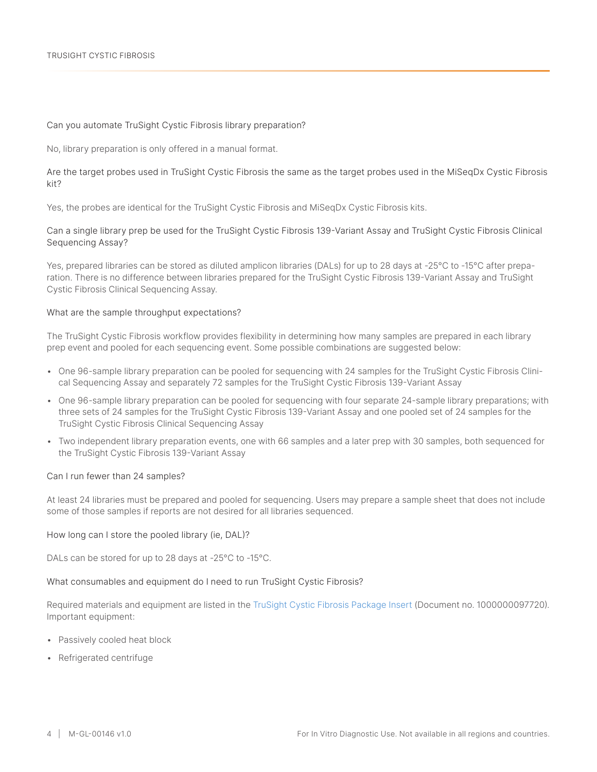Can you automate TruSight Cystic Fibrosis library preparation?

No, library preparation is only offered in a manual format.

Are the target probes used in TruSight Cystic Fibrosis the same as the target probes used in the MiSeqDx Cystic Fibrosis kit?

Yes, the probes are identical for the TruSight Cystic Fibrosis and MiSeqDx Cystic Fibrosis kits.

Can a single library prep be used for the TruSight Cystic Fibrosis 139-Variant Assay and TruSight Cystic Fibrosis Clinical Sequencing Assay?

Yes, prepared libraries can be stored as diluted amplicon libraries (DALs) for up to 28 days at -25°C to -15°C after preparation. There is no difference between libraries prepared for the TruSight Cystic Fibrosis 139-Variant Assay and TruSight Cystic Fibrosis Clinical Sequencing Assay.

What are the sample throughput expectations?

The TruSight Cystic Fibrosis workflow provides flexibility in determining how many samples are prepared in each library prep event and pooled for each sequencing event. Some possible combinations are suggested below:

- One 96-sample library preparation can be pooled for sequencing with 24 samples for the TruSight Cystic Fibrosis Clinical Sequencing Assay and separately 72 samples for the TruSight Cystic Fibrosis 139-Variant Assay
- One 96-sample library preparation can be pooled for sequencing with four separate 24-sample library preparations; with three sets of 24 samples for the TruSight Cystic Fibrosis 139-Variant Assay and one pooled set of 24 samples for the TruSight Cystic Fibrosis Clinical Sequencing Assay
- Two independent library preparation events, one with 66 samples and a later prep with 30 samples, both sequenced for the TruSight Cystic Fibrosis 139-Variant Assay

Can I run fewer than 24 samples?

At least 24 libraries must be prepared and pooled for sequencing. Users may prepare a sample sheet that does not include some of those samples if reports are not desired for all libraries sequenced.

How long can I store the pooled library (ie, DAL)?

DALs can be stored for up to 28 days at -25°C to -15°C.

What consumables and equipment do I need to run TruSight Cystic Fibrosis?

Required materials and equipment are listed in the TruSight Cystic Fibrosis Package Insert (Document no. 1000000097720). Important equipment:

- Passively cooled heat block
- Refrigerated centrifuge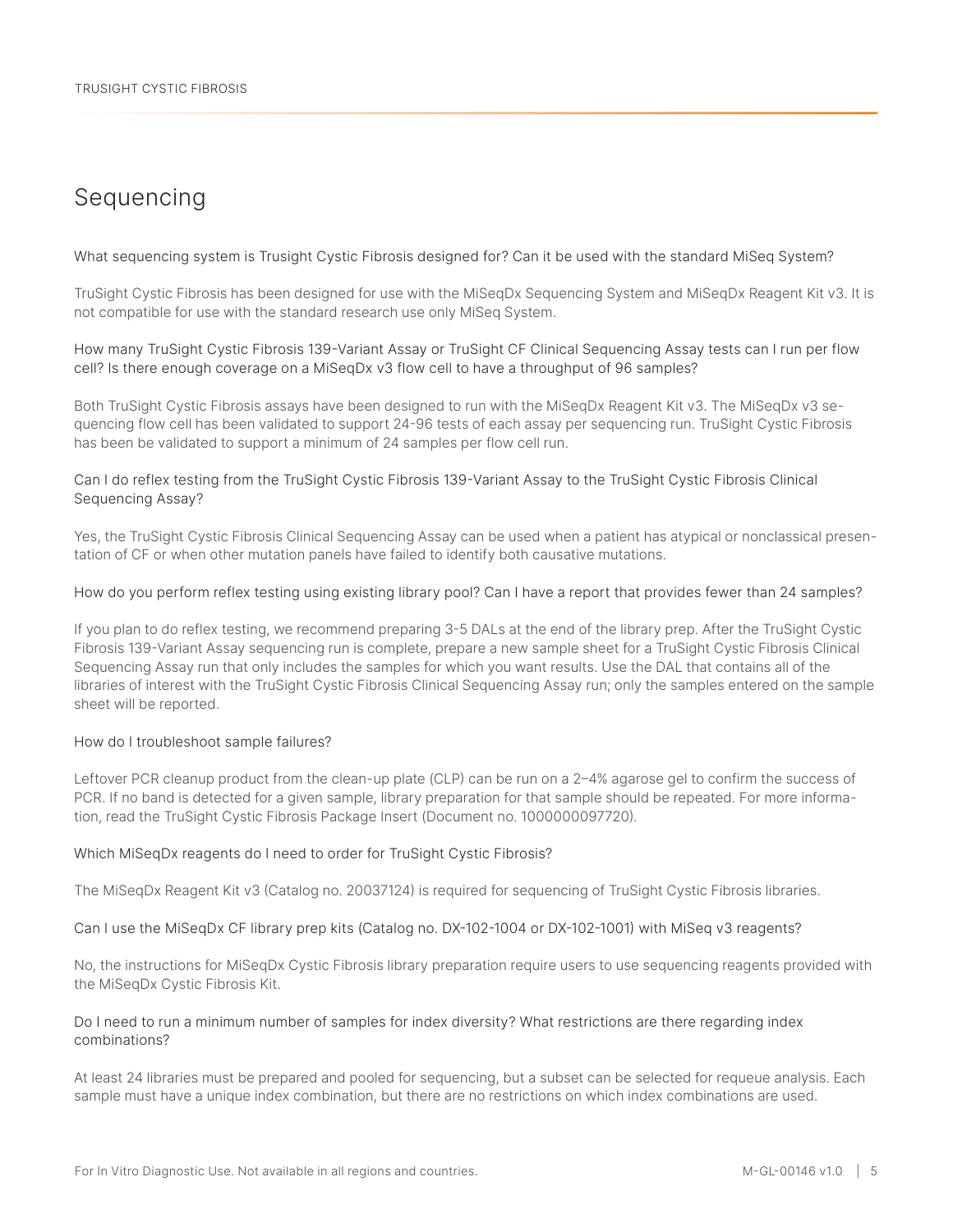## Sequencing

What sequencing system is Trusight Cystic Fibrosis designed for? Can it be used with the standard MiSeq System?

TruSight Cystic Fibrosis has been designed for use with the MiSeqDx Sequencing System and MiSeqDx Reagent Kit v3. It is not compatible for use with the standard research use only MiSeq System.

How many TruSight Cystic Fibrosis 139-Variant Assay or TruSight CF Clinical Sequencing Assay tests can I run per flow cell? Is there enough coverage on a MiSeqDx v3 flow cell to have a throughput of 96 samples?

Both TruSight Cystic Fibrosis assays have been designed to run with the MiSeqDx Reagent Kit v3. The MiSeqDx v3 sequencing flow cell has been validated to support 24-96 tests of each assay per sequencing run. TruSight Cystic Fibrosis has been be validated to support a minimum of 24 samples per flow cell run.

Can I do reflex testing from the TruSight Cystic Fibrosis 139-Variant Assay to the TruSight Cystic Fibrosis Clinical Sequencing Assay?

Yes, the TruSight Cystic Fibrosis Clinical Sequencing Assay can be used when a patient has atypical or nonclassical presentation of CF or when other mutation panels have failed to identify both causative mutations.

How do you perform reflex testing using existing library pool? Can I have a report that provides fewer than 24 samples?

If you plan to do reflex testing, we recommend preparing 3-5 DALs at the end of the library prep. After the TruSight Cystic Fibrosis 139-Variant Assay sequencing run is complete, prepare a new sample sheet for a TruSight Cystic Fibrosis Clinical Sequencing Assay run that only includes the samples for which you want results. Use the DAL that contains all of the libraries of interest with the TruSight Cystic Fibrosis Clinical Sequencing Assay run; only the samples entered on the sample sheet will be reported.

How do I troubleshoot sample failures?

Leftover PCR cleanup product from the clean-up plate (CLP) can be run on a 2–4% agarose gel to confirm the success of PCR. If no band is detected for a given sample, library preparation for that sample should be repeated. For more information, read the TruSight Cystic Fibrosis Package Insert (Document no. 1000000097720).

Which MiSeqDx reagents do I need to order for TruSight Cystic Fibrosis?

The MiSeqDx Reagent Kit v3 (Catalog no. 20037124) is required for sequencing of TruSight Cystic Fibrosis libraries.

Can I use the MiSeqDx CF library prep kits (Catalog no. DX-102-1004 or DX-102-1001) with MiSeq v3 reagents?

No, the instructions for MiSeqDx Cystic Fibrosis library preparation require users to use sequencing reagents provided with the MiSeqDx Cystic Fibrosis Kit.

Do I need to run a minimum number of samples for index diversity? What restrictions are there regarding index combinations?

At least 24 libraries must be prepared and pooled for sequencing, but a subset can be selected for requeue analysis. Each sample must have a unique index combination, but there are no restrictions on which index combinations are used.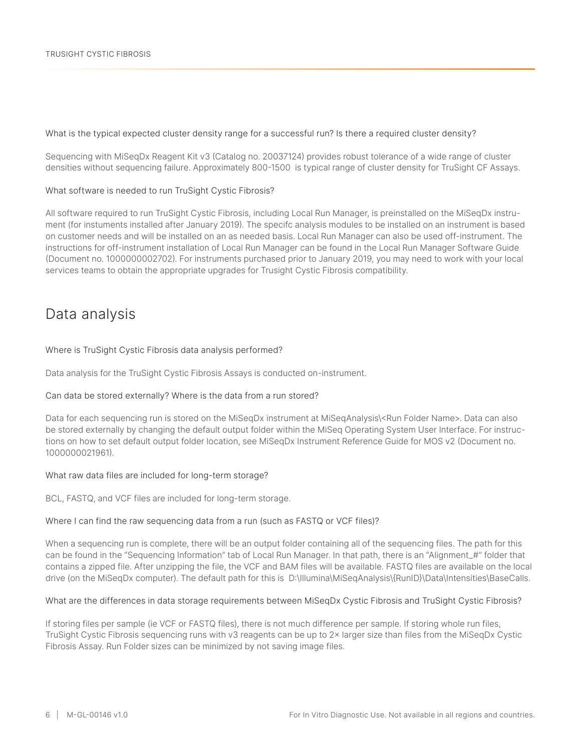What is the typical expected cluster density range for a successful run? Is there a required cluster density?

Sequencing with MiSeqDx Reagent Kit v3 (Catalog no. 20037124) provides robust tolerance of a wide range of cluster densities without sequencing failure. Approximately 800-1500  is typical range of cluster density for TruSight CF Assays.

What software is needed to run TruSight Cystic Fibrosis?

All software required to run TruSight Cystic Fibrosis, including Local Run Manager, is preinstalled on the MiSeqDx instrument (for instuments installed after January 2019). The specifc analysis modules to be installed on an instrument is based on customer needs and will be installed on an as needed basis. Local Run Manager can also be used off-instrument. The instructions for off-instrument installation of Local Run Manager can be found in the Local Run Manager Software Guide (Document no. 1000000002702). For instruments purchased prior to January 2019, you may need to work with your local services teams to obtain the appropriate upgrades for Trusight Cystic Fibrosis compatibility.

## Data analysis

Where is TruSight Cystic Fibrosis data analysis performed?

Data analysis for the TruSight Cystic Fibrosis Assays is conducted on-instrument.

Can data be stored externally? Where is the data from a run stored?

Data for each sequencing run is stored on the MiSeqDx instrument at MiSeqAnalysis\<Run Folder Name>. Data can also be stored externally by changing the default output folder within the MiSeq Operating System User Interface. For instructions on how to set default output folder location, see MiSeqDx Instrument Reference Guide for MOS v2 (Document no. 1000000021961).

What raw data files are included for long-term storage?

BCL, FASTQ, and VCF files are included for long-term storage.

Where I can find the raw sequencing data from a run (such as FASTQ or VCF files)?

When a sequencing run is complete, there will be an output folder containing all of the sequencing files. The path for this can be found in the "Sequencing Information" tab of Local Run Manager. In that path, there is an "Alignment_#" folder that contains a zipped file. After unzipping the file, the VCF and BAM files will be available. FASTQ files are available on the local drive (on the MiSeqDx computer). The default path for this is  D:\Illumina\MiSeqAnalysis\{RunID}\Data\Intensities\BaseCalls.

What are the differences in data storage requirements between MiSeqDx Cystic Fibrosis and TruSight Cystic Fibrosis?

If storing files per sample (ie VCF or FASTQ files), there is not much difference per sample. If storing whole run files, TruSight Cystic Fibrosis sequencing runs with v3 reagents can be up to 2× larger size than files from the MiSeqDx Cystic Fibrosis Assay. Run Folder sizes can be minimized by not saving image files.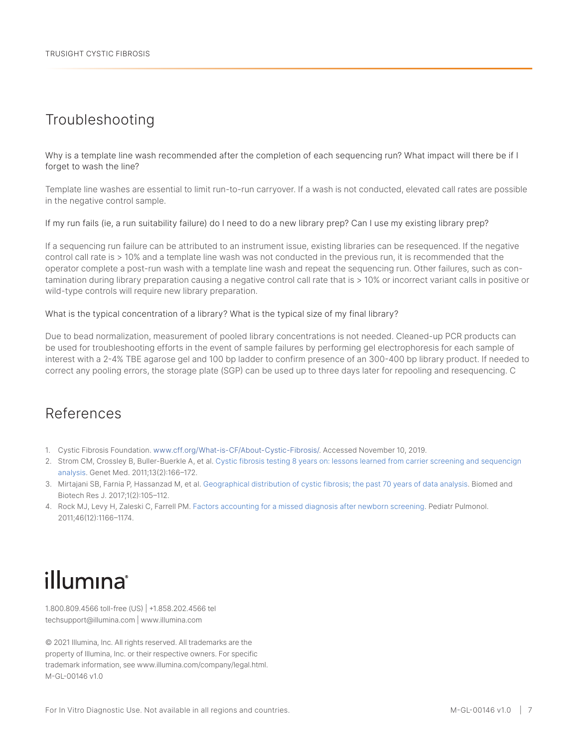## Troubleshooting

Why is a template line wash recommended after the completion of each sequencing run? What impact will there be if I forget to wash the line?

Template line washes are essential to limit run-to-run carryover. If a wash is not conducted, elevated call rates are possible in the negative control sample.

If my run fails (ie, a run suitability failure) do I need to do a new library prep? Can I use my existing library prep?

If a sequencing run failure can be attributed to an instrument issue, existing libraries can be resequenced. If the negative control call rate is > 10% and a template line wash was not conducted in the previous run, it is recommended that the operator complete a post-run wash with a template line wash and repeat the sequencing run. Other failures, such as contamination during library preparation causing a negative control call rate that is > 10% or incorrect variant calls in positive or wild-type controls will require new library preparation.

What is the typical concentration of a library? What is the typical size of my final library?

Due to bead normalization, measurement of pooled library concentrations is not needed. Cleaned-up PCR products can be used for troubleshooting efforts in the event of sample failures by performing gel electrophoresis for each sample of interest with a 2-4% TBE agarose gel and 100 bp ladder to confirm presence of an 300-400 bp library product. If needed to correct any pooling errors, the storage plate (SGP) can be used up to three days later for repooling and resequencing. C

## References

1. Cystic Fibrosis Foundation. www.cff.org/What-is-CF/About-Cystic-Fibrosis/. Accessed November 10, 2019.
2. Strom CM, Crossley B, Buller-Buerkle A, et al. Cystic fibrosis testing 8 years on: lessons learned from carrier screening and sequencign analysis. Genet Med. 2011;13(2):166–172.
3. Mirtajani SB, Farnia P, Hassanzad M, et al. Geographical distribution of cystic fibrosis; the past 70 years of data analysis. Biomed and Biotech Res J. 2017;1(2):105–112.
4. Rock MJ, Levy H, Zaleski C, Farrell PM. Factors accounting for a missed diagnosis after newborn screening. Pediatr Pulmonol. 2011;46(12):1166–1174.

illumina®

1.800.809.4566 toll-free (US) | +1.858.202.4566 tel
techsupport@illumina.com | www.illumina.com

© 2021 Illumina, Inc. All rights reserved. All trademarks are the property of Illumina, Inc. or their respective owners. For specific trademark information, see www.illumina.com/company/legal.html.
M-GL-00146 v1.0

For In Vitro Diagnostic Use. Not available in all regions and countries.